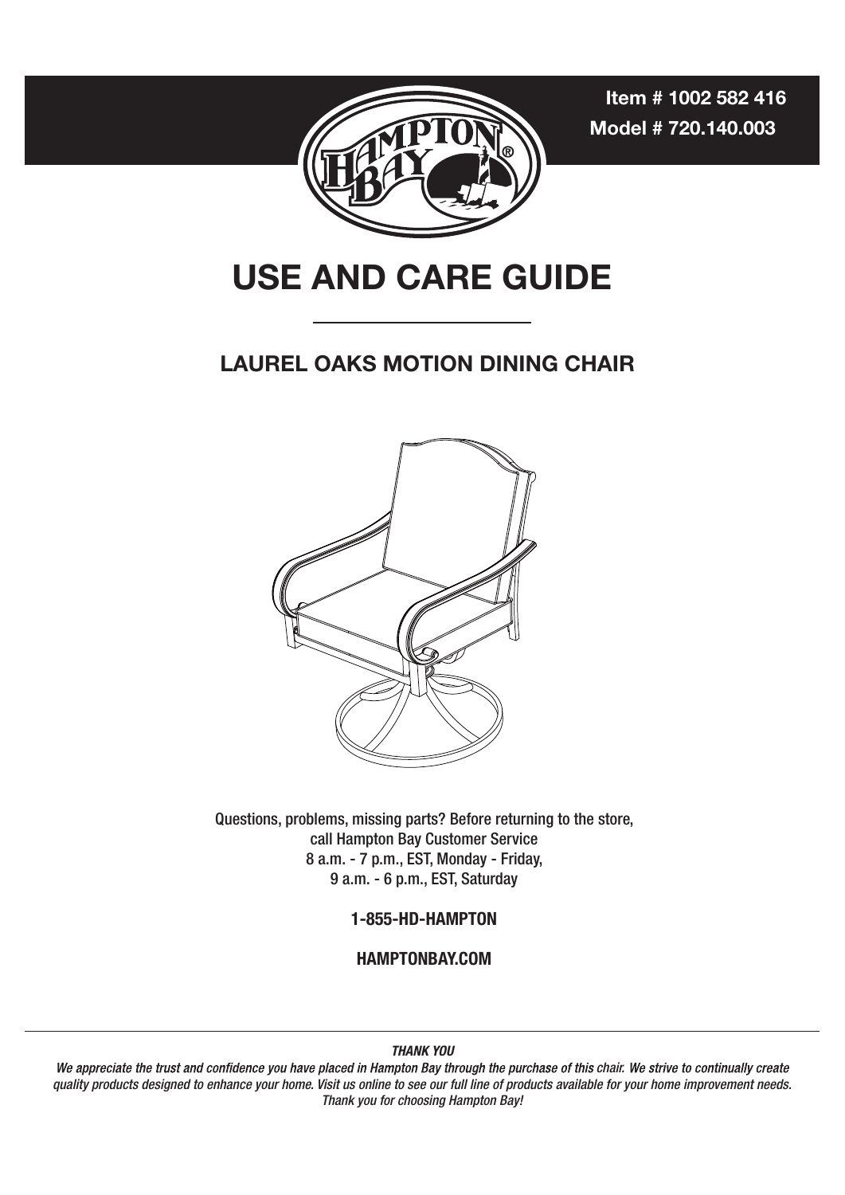**Item # 1002 582 416**
**Model # 720.140.003**

# USE AND CARE GUIDE

## LAUREL OAKS MOTION DINING CHAIR

Questions, problems, missing parts? Before returning to the store, call Hampton Bay Customer Service
8 a.m. - 7 p.m., EST, Monday - Friday,
9 a.m. - 6 p.m., EST, Saturday

**1-855-HD-HAMPTON**

**HAMPTONBAY.COM**

***THANK YOU***

*We appreciate the trust and confidence you have placed in Hampton Bay through the purchase of this chair. We strive to continually create quality products designed to enhance your home. Visit us online to see our full line of products available for your home improvement needs. Thank you for choosing Hampton Bay!*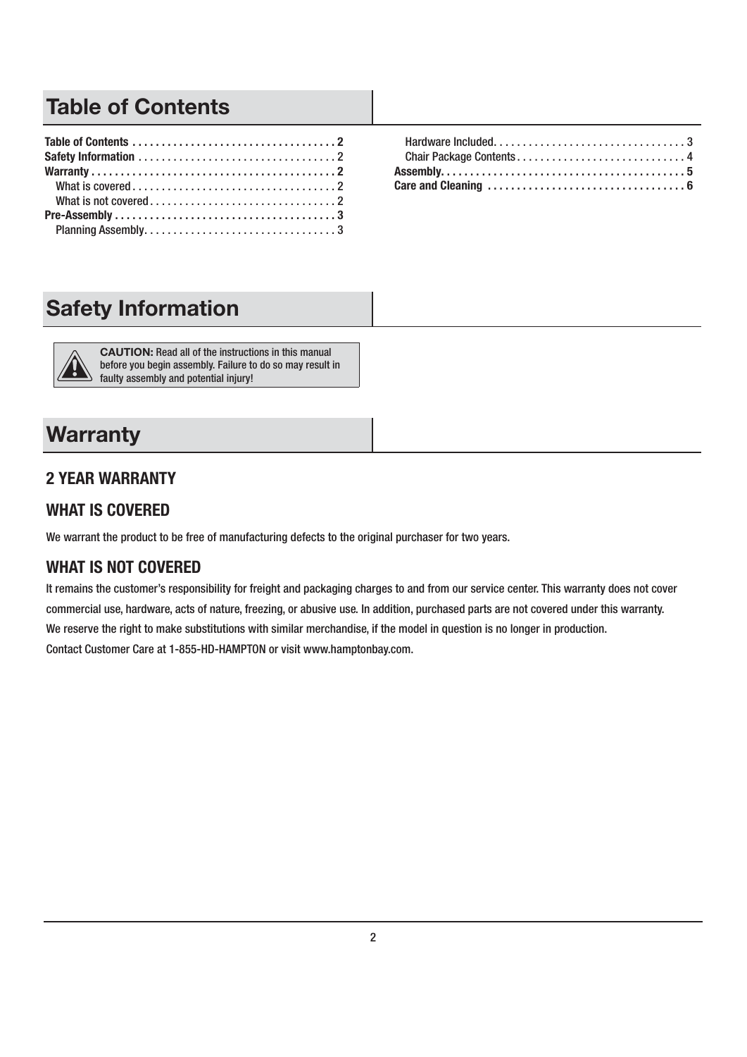## Table of Contents

- **Table of Contents** . . . . . . . . . . . . . . . . . . . . . . . . . . . . . . . . . . . 2
- **Safety Information** . . . . . . . . . . . . . . . . . . . . . . . . . . . . . . . . . . 2
- **Warranty** . . . . . . . . . . . . . . . . . . . . . . . . . . . . . . . . . . . . . . . . . . 2
  - What is covered . . . . . . . . . . . . . . . . . . . . . . . . . . . . . . . . . . . 2
  - What is not covered . . . . . . . . . . . . . . . . . . . . . . . . . . . . . . . . 2
- **Pre-Assembly** . . . . . . . . . . . . . . . . . . . . . . . . . . . . . . . . . . . . . . 3
  - Planning Assembly . . . . . . . . . . . . . . . . . . . . . . . . . . . . . . . . . 3
  - Hardware Included . . . . . . . . . . . . . . . . . . . . . . . . . . . . . . . . . 3
  - Chair Package Contents . . . . . . . . . . . . . . . . . . . . . . . . . . . . . 4
- **Assembly** . . . . . . . . . . . . . . . . . . . . . . . . . . . . . . . . . . . . . . . . . 5
- **Care and Cleaning** . . . . . . . . . . . . . . . . . . . . . . . . . . . . . . . . . . 6

## Safety Information

**CAUTION:** Read all of the instructions in this manual before you begin assembly. Failure to do so may result in faulty assembly and potential injury!

## Warranty

### 2 YEAR WARRANTY

### WHAT IS COVERED

We warrant the product to be free of manufacturing defects to the original purchaser for two years.

### WHAT IS NOT COVERED

It remains the customer's responsibility for freight and packaging charges to and from our service center. This warranty does not cover commercial use, hardware, acts of nature, freezing, or abusive use. In addition, purchased parts are not covered under this warranty.

We reserve the right to make substitutions with similar merchandise, if the model in question is no longer in production.

Contact Customer Care at 1-855-HD-HAMPTON or visit www.hamptonbay.com.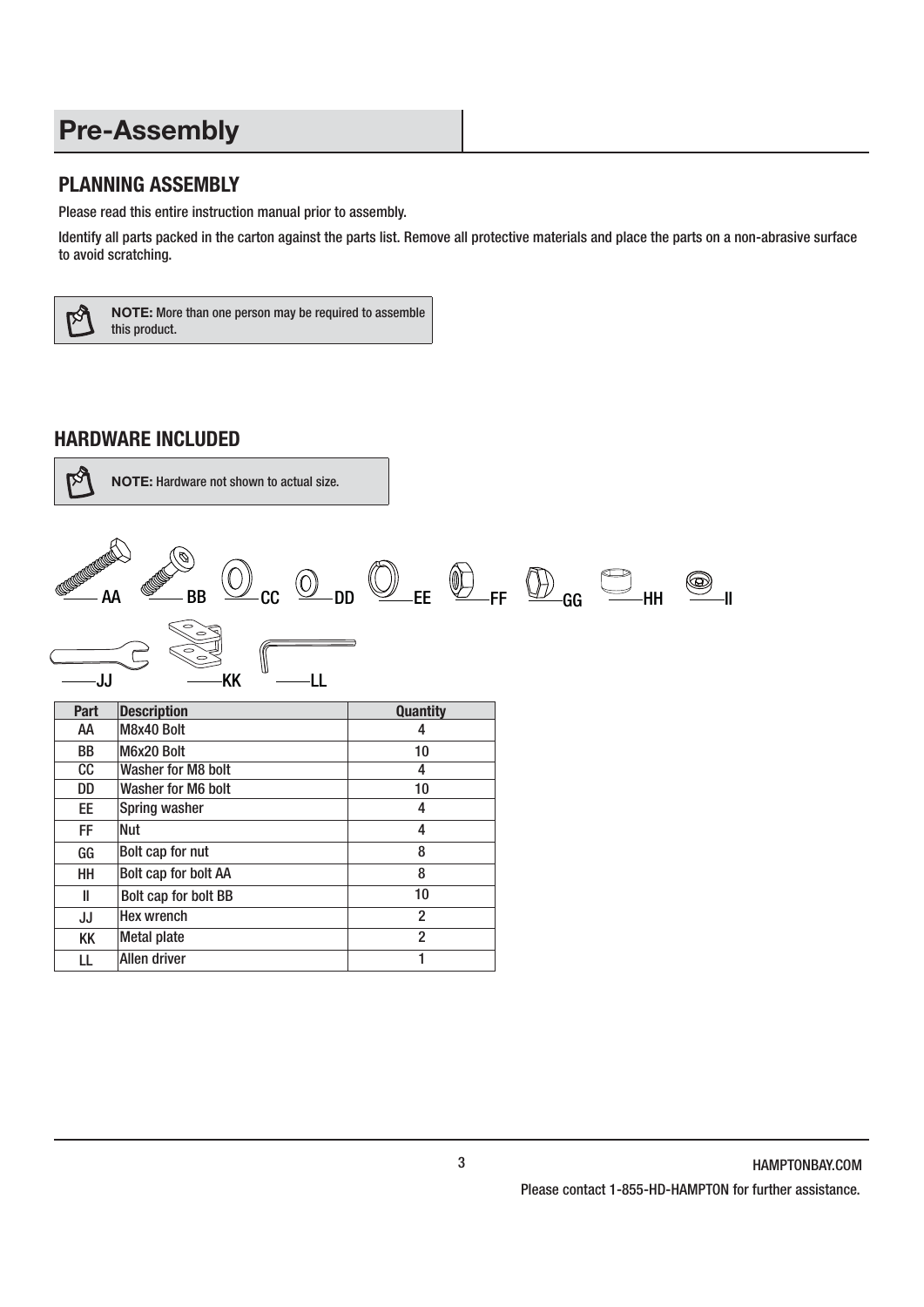# Pre-Assembly

## PLANNING ASSEMBLY

Please read this entire instruction manual prior to assembly.

Identify all parts packed in the carton against the parts list. Remove all protective materials and place the parts on a non-abrasive surface to avoid scratching.

**NOTE:** More than one person may be required to assemble this product.

## HARDWARE INCLUDED

**NOTE:** Hardware not shown to actual size.

AA BB CC DD EE FF GG HH II

JJ KK LL

| Part | Description | Quantity |
|---|---|---|
| AA | M8x40 Bolt | 4 |
| BB | M6x20 Bolt | 10 |
| CC | Washer for M8 bolt | 4 |
| DD | Washer for M6 bolt | 10 |
| EE | Spring washer | 4 |
| FF | Nut | 4 |
| GG | Bolt cap for nut | 8 |
| HH | Bolt cap for bolt AA | 8 |
| II | Bolt cap for bolt BB | 10 |
| JJ | Hex wrench | 2 |
| KK | Metal plate | 2 |
| LL | Allen driver | 1 |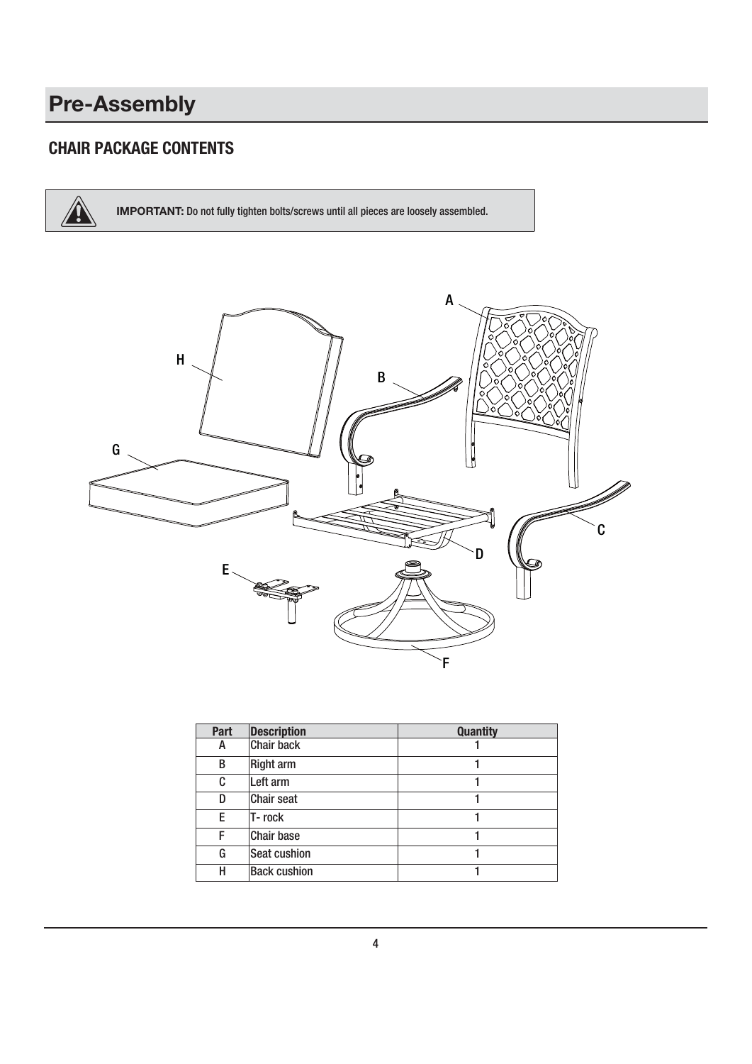# Pre-Assembly

## CHAIR PACKAGE CONTENTS

**IMPORTANT:** Do not fully tighten bolts/screws until all pieces are loosely assembled.

| Part | Description | Quantity |
|---|---|---|
| A | Chair back | 1 |
| B | Right arm | 1 |
| C | Left arm | 1 |
| D | Chair seat | 1 |
| E | T- rock | 1 |
| F | Chair base | 1 |
| G | Seat cushion | 1 |
| H | Back cushion | 1 |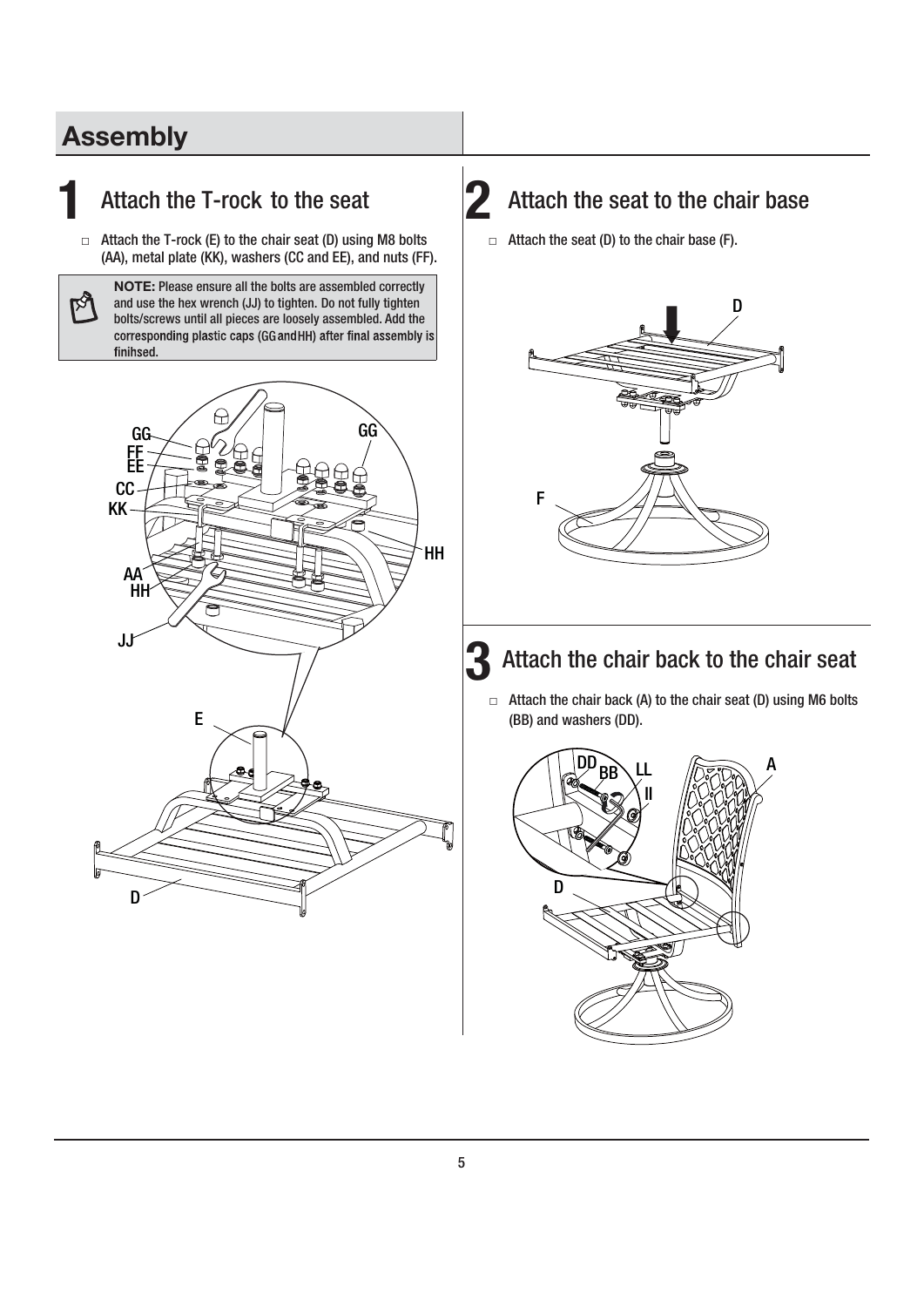# Assembly

## 1 Attach the T-rock to the seat

- Attach the T-rock (E) to the chair seat (D) using M8 bolts (AA), metal plate (KK), washers (CC and EE), and nuts (FF).

**NOTE:** Please ensure all the bolts are assembled correctly and use the hex wrench (JJ) to tighten. Do not fully tighten bolts/screws until all pieces are loosely assembled. Add the corresponding plastic caps (GG and HH) after final assembly is finihsed.

## 2 Attach the seat to the chair base

- Attach the seat (D) to the chair base (F).

## 3 Attach the chair back to the chair seat

- Attach the chair back (A) to the chair seat (D) using M6 bolts (BB) and washers (DD).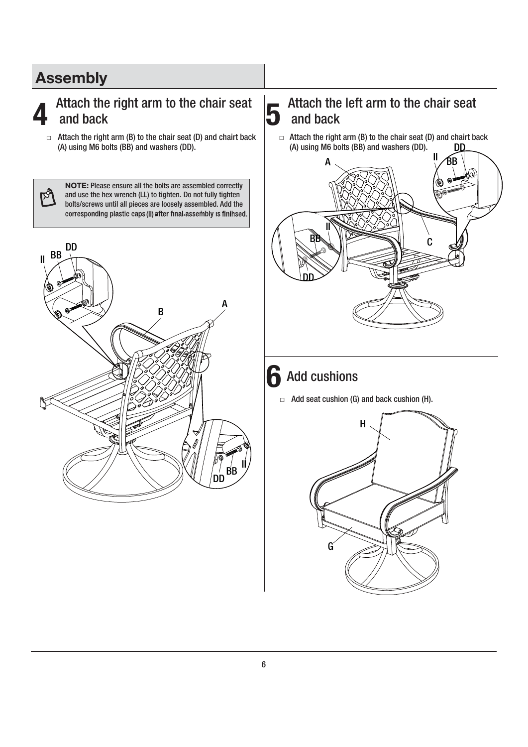## Assembly

### 4 Attach the right arm to the chair seat and back

- Attach the right arm (B) to the chair seat (D) and chairt back (A) using M6 bolts (BB) and washers (DD).

**NOTE:** Please ensure all the bolts are assembled correctly and use the hex wrench (LL) to tighten. Do not fully tighten bolts/screws until all pieces are loosely assembled. Add the corresponding plastic caps (II) after final assembly is finihsed.

II BB DD

B A

DD BB II

### 5 Attach the left arm to the chair seat and back

- Attach the right arm (B) to the chair seat (D) and chairt back (A) using M6 bolts (BB) and washers (DD).

A II BB DD

II BB C

DD

### 6 Add cushions

- Add seat cushion (G) and back cushion (H).

H

G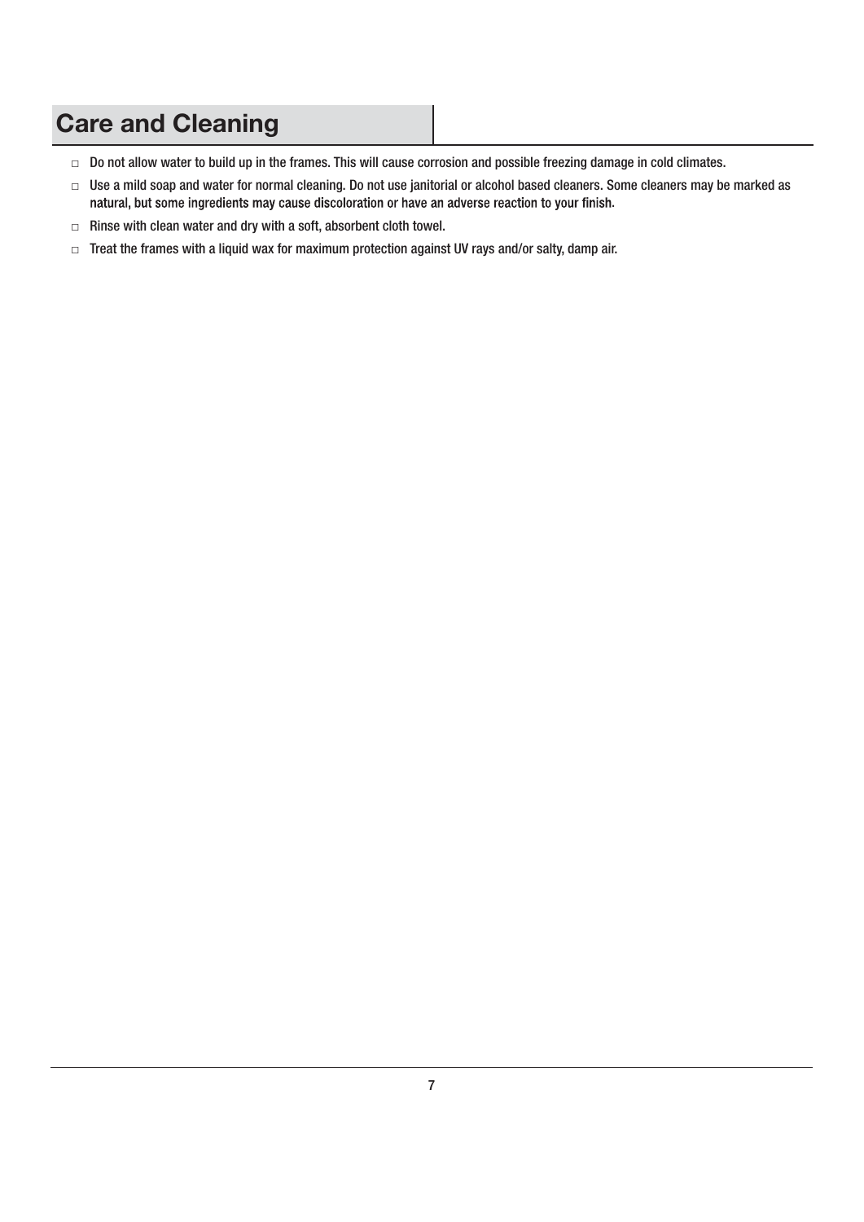## Care and Cleaning

- Do not allow water to build up in the frames. This will cause corrosion and possible freezing damage in cold climates.
- Use a mild soap and water for normal cleaning. Do not use janitorial or alcohol based cleaners. Some cleaners may be marked as natural, but some ingredients may cause discoloration or have an adverse reaction to your finish.
- Rinse with clean water and dry with a soft, absorbent cloth towel.
- Treat the frames with a liquid wax for maximum protection against UV rays and/or salty, damp air.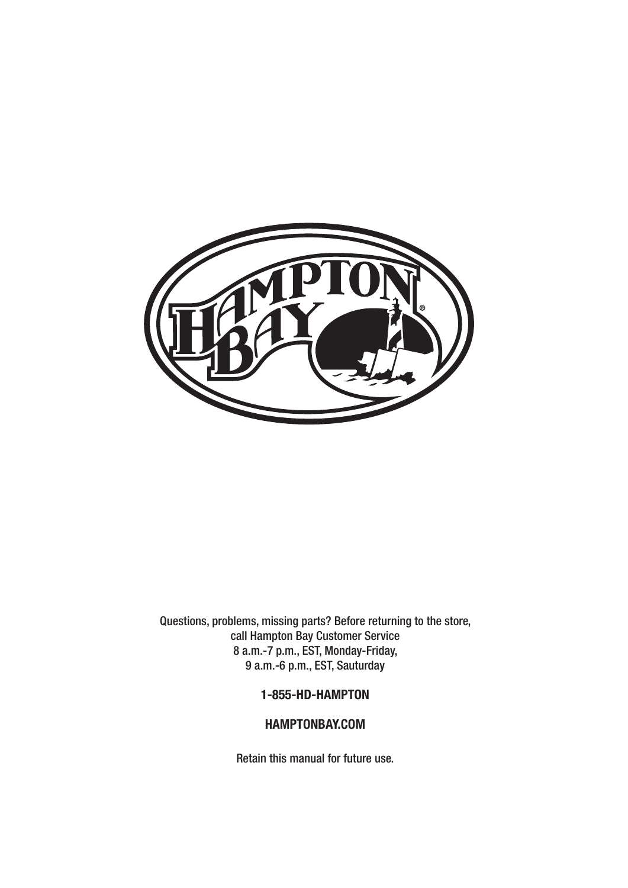Questions, problems, missing parts? Before returning to the store,
call Hampton Bay Customer Service
8 a.m.-7 p.m., EST, Monday-Friday,
9 a.m.-6 p.m., EST, Sauturday

**1-855-HD-HAMPTON**

**HAMPTONBAY.COM**

Retain this manual for future use.